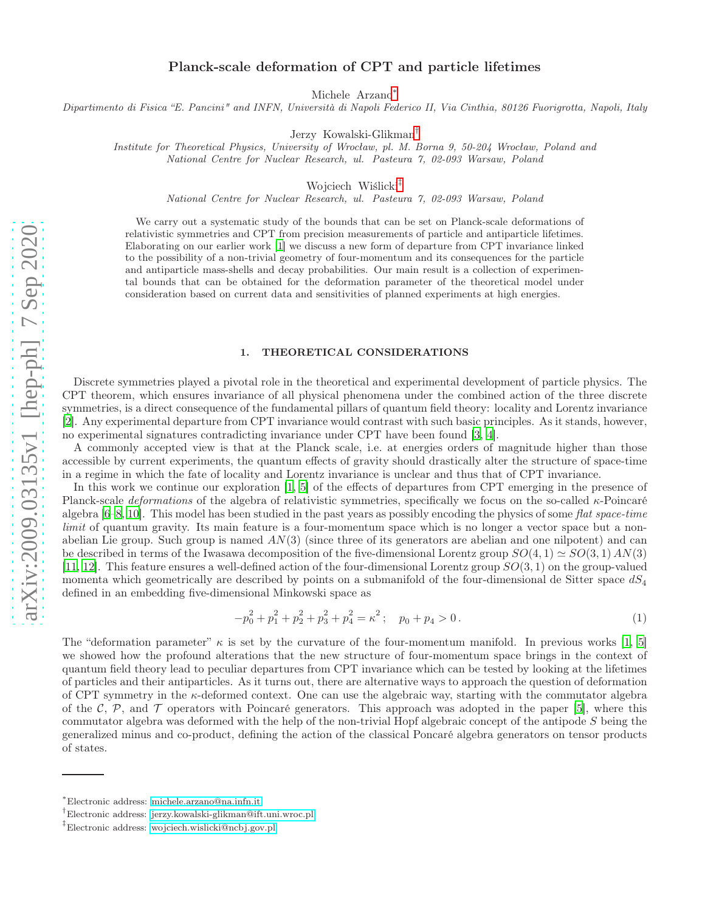# Planck-scale deformation of CPT and particle lifetimes

Michele Arzano[*]

*Dipartimento di Fisica "E. Pancini" and INFN, Università di Napoli Federico II, Via Cinthia, 80126 Fuorigrotta, Napoli, Italy*

Jerzy Kowalski-Glikman[†]

*Institute for Theoretical Physics, University of Wrocław, pl. M. Borna 9, 50-204 Wrocław, Poland and National Centre for Nuclear Research, ul. Pasteura 7, 02-093 Warsaw, Poland*

Wojciech Wiślicki[‡]

*National Centre for Nuclear Research, ul. Pasteura 7, 02-093 Warsaw, Poland*

We carry out a systematic study of the bounds that can be set on Planck-scale deformations of relativistic symmetries and CPT from precision measurements of particle and antiparticle lifetimes. Elaborating on our earlier work [1] we discuss a new form of departure from CPT invariance linked to the possibility of a non-trivial geometry of four-momentum and its consequences for the particle and antiparticle mass-shells and decay probabilities. Our main result is a collection of experimental bounds that can be obtained for the deformation parameter of the theoretical model under consideration based on current data and sensitivities of planned experiments at high energies.

## 1. THEORETICAL CONSIDERATIONS

Discrete symmetries played a pivotal role in the theoretical and experimental development of particle physics. The CPT theorem, which ensures invariance of all physical phenomena under the combined action of the three discrete symmetries, is a direct consequence of the fundamental pillars of quantum field theory: locality and Lorentz invariance [2]. Any experimental departure from CPT invariance would contrast with such basic principles. As it stands, however, no experimental signatures contradicting invariance under CPT have been found [3, 4].

A commonly accepted view is that at the Planck scale, i.e. at energies orders of magnitude higher than those accessible by current experiments, the quantum effects of gravity should drastically alter the structure of space-time in a regime in which the fate of locality and Lorentz invariance is unclear and thus that of CPT invariance.

In this work we continue our exploration [1, 5] of the effects of departures from CPT emerging in the presence of Planck-scale *deformations* of the algebra of relativistic symmetries, specifically we focus on the so-called $\kappa$-Poincaré algebra [6–8, 10]. This model has been studied in the past years as possibly encoding the physics of some *flat space-time limit* of quantum gravity. Its main feature is a four-momentum space which is no longer a vector space but a non-abelian Lie group. Such group is named $AN(3)$ (since three of its generators are abelian and one nilpotent) and can be described in terms of the Iwasawa decomposition of the five-dimensional Lorentz group $SO(4,1) \simeq SO(3,1)\, AN(3)$ [11, 12]. This feature ensures a well-defined action of the four-dimensional Lorentz group $SO(3,1)$ on the group-valued momenta which geometrically are described by points on a submanifold of the four-dimensional de Sitter space $dS_4$ defined in an embedding five-dimensional Minkowski space as

$$-p_0^2 + p_1^2 + p_2^2 + p_3^2 + p_4^2 = \kappa^2\,; \quad p_0 + p_4 > 0\,. \tag{1}$$

The "deformation parameter" $\kappa$ is set by the curvature of the four-momentum manifold. In previous works [1, 5] we showed how the profound alterations that the new structure of four-momentum space brings in the context of quantum field theory lead to peculiar departures from CPT invariance which can be tested by looking at the lifetimes of particles and their antiparticles. As it turns out, there are alternative ways to approach the question of deformation of CPT symmetry in the $\kappa$-deformed context. One can use the algebraic way, starting with the commutator algebra of the $\mathcal{C}$, $\mathcal{P}$, and $\mathcal{T}$ operators with Poincaré generators. This approach was adopted in the paper [5], where this commutator algebra was deformed with the help of the non-trivial Hopf algebraic concept of the antipode $S$ being the generalized minus and co-product, defining the action of the classical Poncaré algebra generators on tensor products of states.

---

[*] Electronic address: michele.arzano@na.infn.it

[†] Electronic address: jerzy.kowalski-glikman@ift.uni.wroc.pl

[‡] Electronic address: wojciech.wislicki@ncbj.gov.pl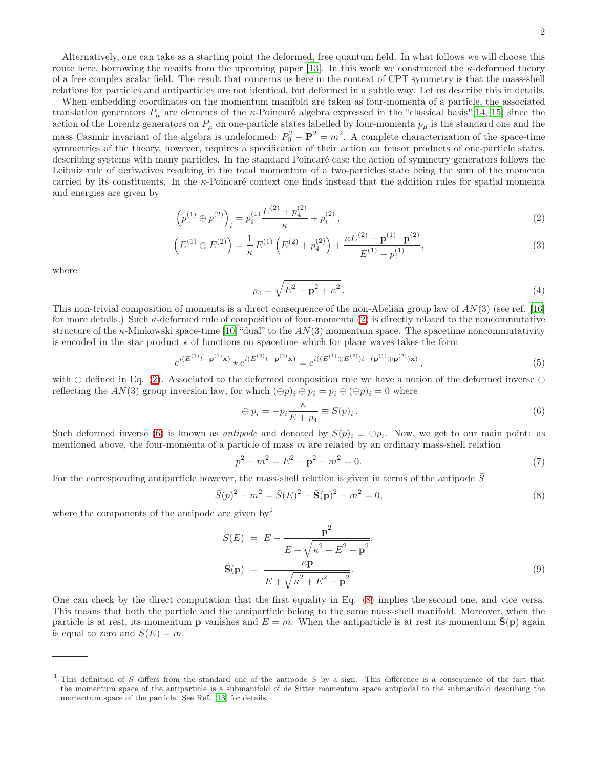Alternatively, one can take as a starting point the deformed, free quantum field. In what follows we will choose this route here, borrowing the results from the upcoming paper [13]. In this work we constructed the $\kappa$-deformed theory of a free complex scalar field. The result that concerns us here in the context of CPT symmetry is that the mass-shell relations for particles and antiparticles are not identical, but deformed in a subtle way. Let us describe this in details.

When embedding coordinates on the momentum manifold are taken as four-momenta of a particle, the associated translation generators $P_\mu$ are elements of the $\kappa$-Poincaré algebra expressed in the "classical basis"[14, 15] since the action of the Lorentz generators on $P_\mu$ on one-particle states labelled by four-momenta $p_\mu$ is the standard one and the mass Casimir invariant of the algebra is undeformed: $P_0^2 - \mathbf{P}^2 = m^2$. A complete characterization of the space-time symmetries of the theory, however, requires a specification of their action on tensor products of one-particle states, describing systems with many particles. In the standard Poincaré case the action of symmetry generators follows the Leibniz rule of derivatives resulting in the total momentum of a two-particles state being the sum of the momenta carried by its constituents. In the $\kappa$-Poincaré context one finds instead that the addition rules for spatial momenta and energies are given by

$$\left(p^{(1)} \oplus p^{(2)}\right)_i = p_i^{(1)} \frac{E^{(2)} + p_4^{(2)}}{\kappa} + p_i^{(2)}, \tag{2}$$

$$\left(E^{(1)} \oplus E^{(2)}\right) = \frac{1}{\kappa} E^{(1)} \left(E^{(2)} + p_4^{(2)}\right) + \frac{\kappa E^{(2)} + \mathbf{p}^{(1)} \cdot \mathbf{p}^{(2)}}{E^{(1)} + p_4^{(1)}}, \tag{3}$$

where

$$p_4 = \sqrt{E^2 - \mathbf{p}^2 + \kappa^2}\,. \tag{4}$$

This non-trivial composition of momenta is a direct consequence of the non-Abelian group law of $AN(3)$ (see ref. [16] for more details.) Such $\kappa$-deformed rule of composition of four-momenta (2) is directly related to the noncommutative structure of the $\kappa$-Minkowski space-time [10] "dual" to the $AN(3)$ momentum space. The spacetime noncommutativity is encoded in the star product $\star$ of functions on spacetime which for plane waves takes the form

$$e^{i(E^{(1)}t - \mathbf{p}^{(1)}\mathbf{x})} \star e^{i(E^{(2)}t - \mathbf{p}^{(2)}\mathbf{x})} = e^{i((E^{(1)} \oplus E^{(2)})t - (\mathbf{p}^{(1)} \oplus \mathbf{p}^{(2)})\mathbf{x})}\,, \tag{5}$$

with $\oplus$ defined in Eq. (2). Associated to the deformed composition rule we have a notion of the deformed inverse $\ominus$ reflecting the $AN(3)$ group inversion law, for which $(\ominus p)_i \oplus p_i = p_i \oplus (\ominus p)_i = 0$ where

$$\ominus\, p_i = -p_i \frac{\kappa}{E + p_4} \equiv S(p)_i\,. \tag{6}$$

Such deformed inverse (6) is known as *antipode* and denoted by $S(p)_i \equiv \ominus p_i$. Now, we get to our main point: as mentioned above, the four-momenta of a particle of mass $m$ are related by an ordinary mass-shell relation

$$p^2 - m^2 = E^2 - \mathbf{p}^2 - m^2 = 0. \tag{7}$$

For the corresponding antiparticle however, the mass-shell relation is given in terms of the antipode $\bar{S}$

$$\bar{S}(p)^2 - m^2 = \bar{S}(E)^2 - \bar{\mathbf{S}}(\mathbf{p})^2 - m^2 = 0, \tag{8}$$

where the components of the antipode are given by[1]

$$\begin{aligned} \bar{S}(E) &= E - \frac{\mathbf{p}^2}{E + \sqrt{\kappa^2 + E^2 - \mathbf{p}^2}}, \\ \bar{\mathbf{S}}(\mathbf{p}) &= \frac{\kappa \mathbf{p}}{E + \sqrt{\kappa^2 + E^2 - \mathbf{p}^2}}. \end{aligned} \tag{9}$$

One can check by the direct computation that the first equality in Eq. (8) implies the second one, and vice versa. This means that both the particle and the antiparticle belong to the same mass-shell manifold. Moreover, when the particle is at rest, its momentum $\mathbf{p}$ vanishes and $E = m$. When the antiparticle is at rest its momentum $\bar{\mathbf{S}}(\mathbf{p})$ again is equal to zero and $\bar{S}(E) = m$.

---

[1] This definition of $\bar{S}$ differs from the standard one of the antipode $S$ by a sign. This difference is a consequence of the fact that the momentum space of the antiparticle is a submanifold of de Sitter momentum space antipodal to the submanifold describing the momentum space of the particle. See Ref. [13] for details.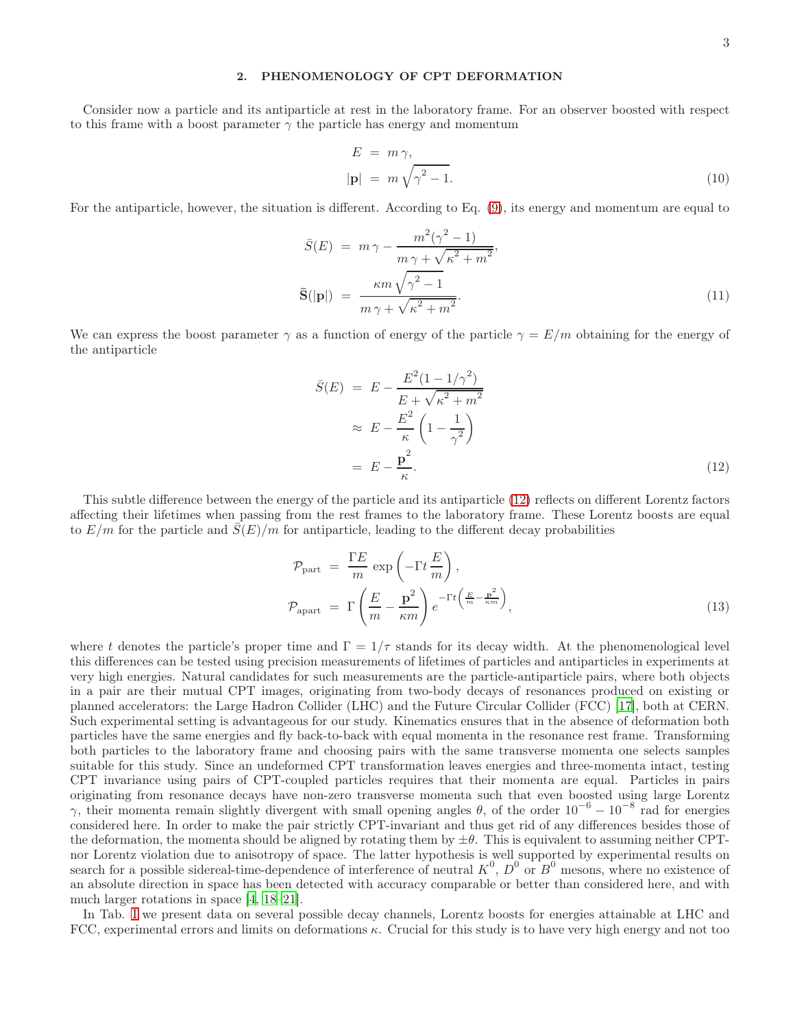## 2. PHENOMENOLOGY OF CPT DEFORMATION

Consider now a particle and its antiparticle at rest in the laboratory frame. For an observer boosted with respect to this frame with a boost parameter $\gamma$ the particle has energy and momentum

$$
\begin{aligned}
E &= m\,\gamma, \\
|\mathbf{p}| &= m\,\sqrt{\gamma^2 - 1}.
\end{aligned}
\tag{10}
$$

For the antiparticle, however, the situation is different. According to Eq. (9), its energy and momentum are equal to

$$
\begin{aligned}
\bar{S}(E) &= m\,\gamma - \frac{m^2(\gamma^2-1)}{m\,\gamma + \sqrt{\kappa^2+m^2}}, \\
\bar{\mathbf{S}}(|\mathbf{p}|) &= \frac{\kappa m\sqrt{\gamma^2-1}}{m\,\gamma + \sqrt{\kappa^2+m^2}}.
\end{aligned}
\tag{11}
$$

We can express the boost parameter $\gamma$ as a function of energy of the particle $\gamma = E/m$ obtaining for the energy of the antiparticle

$$
\begin{aligned}
\bar{S}(E) &= E - \frac{E^2(1-1/\gamma^2)}{E + \sqrt{\kappa^2+m^2}} \\
&\approx E - \frac{E^2}{\kappa}\left(1 - \frac{1}{\gamma^2}\right) \\
&= E - \frac{\mathbf{p}^2}{\kappa}.
\end{aligned}
\tag{12}
$$

This subtle difference between the energy of the particle and its antiparticle (12) reflects on different Lorentz factors affecting their lifetimes when passing from the rest frames to the laboratory frame. These Lorentz boosts are equal to $E/m$ for the particle and $\bar{S}(E)/m$ for antiparticle, leading to the different decay probabilities

$$
\begin{aligned}
\mathcal{P}_{\text{part}} &= \frac{\Gamma E}{m}\,\exp\left(-\Gamma t\,\frac{E}{m}\right), \\
\mathcal{P}_{\text{apart}} &= \Gamma\left(\frac{E}{m} - \frac{\mathbf{p}^2}{\kappa m}\right) e^{-\Gamma t\left(\frac{E}{m} - \frac{\mathbf{p}^2}{\kappa m}\right)},
\end{aligned}
\tag{13}
$$

where $t$ denotes the particle's proper time and $\Gamma = 1/\tau$ stands for its decay width. At the phenomenological level this differences can be tested using precision measurements of lifetimes of particles and antiparticles in experiments at very high energies. Natural candidates for such measurements are the particle-antiparticle pairs, where both objects in a pair are their mutual CPT images, originating from two-body decays of resonances produced on existing or planned accelerators: the Large Hadron Collider (LHC) and the Future Circular Collider (FCC) [17], both at CERN. Such experimental setting is advantageous for our study. Kinematics ensures that in the absence of deformation both particles have the same energies and fly back-to-back with equal momenta in the resonance rest frame. Transforming both particles to the laboratory frame and choosing pairs with the same transverse momenta one selects samples suitable for this study. Since an undeformed CPT transformation leaves energies and three-momenta intact, testing CPT invariance using pairs of CPT-coupled particles requires that their momenta are equal. Particles in pairs originating from resonance decays have non-zero transverse momenta such that even boosted using large Lorentz $\gamma$, their momenta remain slightly divergent with small opening angles $\theta$, of the order $10^{-6} - 10^{-8}$ rad for energies considered here. In order to make the pair strictly CPT-invariant and thus get rid of any differences besides those of the deformation, the momenta should be aligned by rotating them by $\pm\theta$. This is equivalent to assuming neither CPT- nor Lorentz violation due to anisotropy of space. The latter hypothesis is well supported by experimental results on search for a possible sidereal-time-dependence of interference of neutral $K^0$, $D^0$ or $B^0$ mesons, where no existence of an absolute direction in space has been detected with accuracy comparable or better than considered here, and with much larger rotations in space [4, 18–21].

In Tab. I we present data on several possible decay channels, Lorentz boosts for energies attainable at LHC and FCC, experimental errors and limits on deformations $\kappa$. Crucial for this study is to have very high energy and not too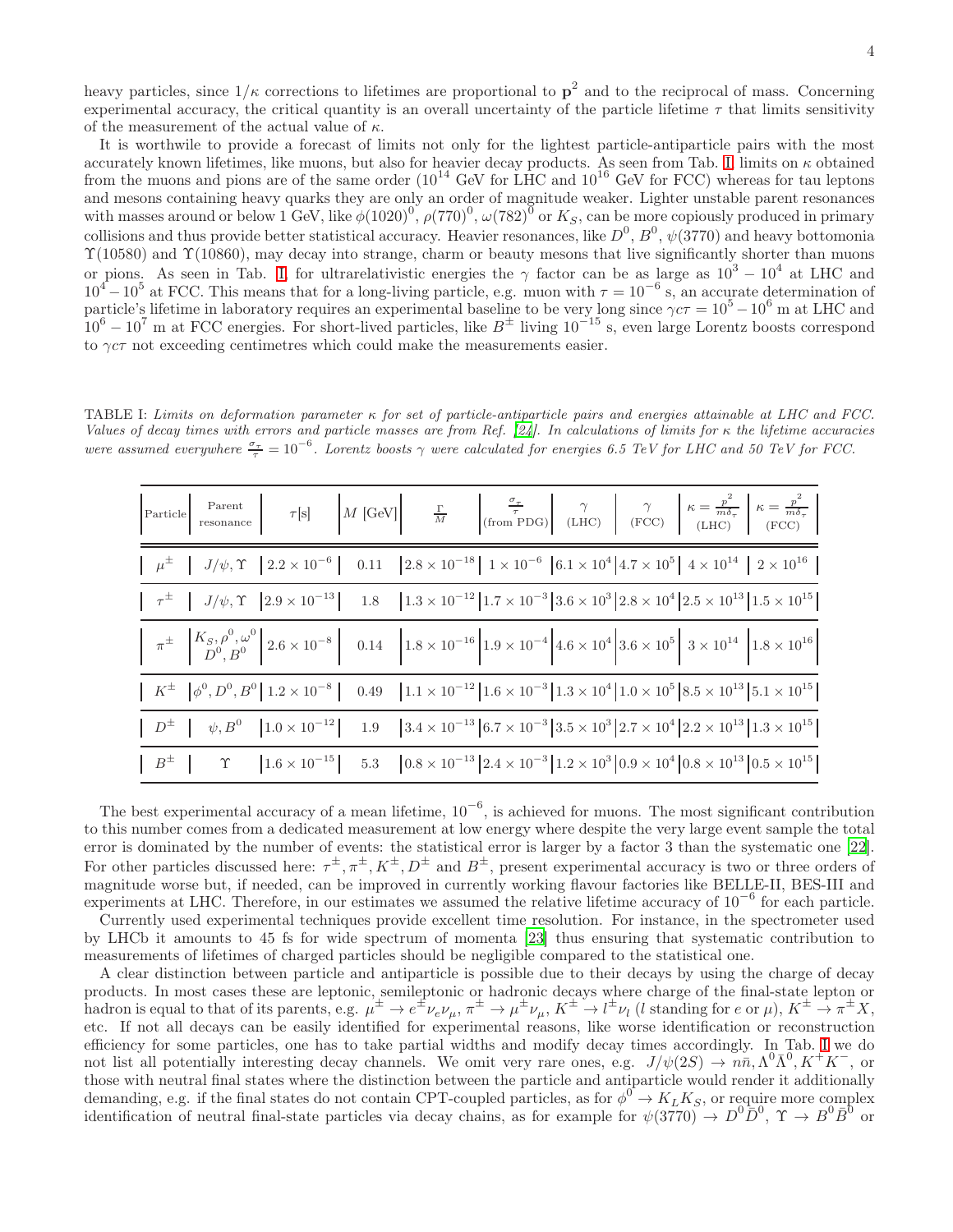heavy particles, since $1/\kappa$ corrections to lifetimes are proportional to $\mathbf{p}^2$ and to the reciprocal of mass. Concerning experimental accuracy, the critical quantity is an overall uncertainty of the particle lifetime $\tau$ that limits sensitivity of the measurement of the actual value of $\kappa$.

It is worthwile to provide a forecast of limits not only for the lightest particle-antiparticle pairs with the most accurately known lifetimes, like muons, but also for heavier decay products. As seen from Tab. I limits on $\kappa$ obtained from the muons and pions are of the same order ($10^{14}$ GeV for LHC and $10^{16}$ GeV for FCC) whereas for tau leptons and mesons containing heavy quarks they are only an order of magnitude weaker. Lighter unstable parent resonances with masses around or below 1 GeV, like $\phi(1020)^0$, $\rho(770)^0$, $\omega(782)^0$ or $K_S$, can be more copiously produced in primary collisions and thus provide better statistical accuracy. Heavier resonances, like $D^0$, $B^0$, $\psi(3770)$ and heavy bottomonia $\Upsilon(10580)$ and $\Upsilon(10860)$, may decay into strange, charm or beauty mesons that live significantly shorter than muons or pions. As seen in Tab. I for ultrarelativistic energies the $\gamma$ factor can be as large as $10^3 - 10^4$ at LHC and $10^4 - 10^5$ at FCC. This means that for a long-living particle, e.g. muon with $\tau = 10^{-6}$ s, an accurate determination of particle's lifetime in laboratory requires an experimental baseline to be very long since $\gamma c\tau = 10^5 - 10^6$ m at LHC and $10^6 - 10^7$ m at FCC energies. For short-lived particles, like $B^{\pm}$ living $10^{-15}$ s, even large Lorentz boosts correspond to $\gamma c\tau$ not exceeding centimetres which could make the measurements easier.

TABLE I: *Limits on deformation parameter $\kappa$ for set of particle-antiparticle pairs and energies attainable at LHC and FCC. Values of decay times with errors and particle masses are from Ref. [24]. In calculations of limits for $\kappa$ the lifetime accuracies were assumed everywhere $\frac{\sigma_\tau}{\tau} = 10^{-6}$. Lorentz boosts $\gamma$ were calculated for energies 6.5 TeV for LHC and 50 TeV for FCC.*

| Particle | Parent resonance | $\tau$[s] | $M$ [GeV] | $\frac{\Gamma}{M}$ | $\frac{\sigma_\tau}{\tau}$ (from PDG) | $\gamma$ (LHC) | $\gamma$ (FCC) | $\kappa = \frac{p^2}{m\delta_\tau}$ (LHC) | $\kappa = \frac{p^2}{m\delta_\tau}$ (FCC) |
|---|---|---|---|---|---|---|---|---|---|
| $\mu^{\pm}$ | $J/\psi, \Upsilon$ | $2.2 \times 10^{-6}$ | 0.11 | $2.8 \times 10^{-18}$ | $1 \times 10^{-6}$ | $6.1 \times 10^4$ | $4.7 \times 10^5$ | $4 \times 10^{14}$ | $2 \times 10^{16}$ |
| $\tau^{\pm}$ | $J/\psi, \Upsilon$ | $2.9 \times 10^{-13}$ | 1.8 | $1.3 \times 10^{-12}$ | $1.7 \times 10^{-3}$ | $3.6 \times 10^3$ | $2.8 \times 10^4$ | $2.5 \times 10^{13}$ | $1.5 \times 10^{15}$ |
| $\pi^{\pm}$ | $K_S, \rho^0, \omega^0$ $D^0, B^0$ | $2.6 \times 10^{-8}$ | 0.14 | $1.8 \times 10^{-16}$ | $1.9 \times 10^{-4}$ | $4.6 \times 10^4$ | $3.6 \times 10^5$ | $3 \times 10^{14}$ | $1.8 \times 10^{16}$ |
| $K^{\pm}$ | $\phi^0, D^0, B^0$ | $1.2 \times 10^{-8}$ | 0.49 | $1.1 \times 10^{-12}$ | $1.6 \times 10^{-3}$ | $1.3 \times 10^4$ | $1.0 \times 10^5$ | $8.5 \times 10^{13}$ | $5.1 \times 10^{15}$ |
| $D^{\pm}$ | $\psi, B^0$ | $1.0 \times 10^{-12}$ | 1.9 | $3.4 \times 10^{-13}$ | $6.7 \times 10^{-3}$ | $3.5 \times 10^3$ | $2.7 \times 10^4$ | $2.2 \times 10^{13}$ | $1.3 \times 10^{15}$ |
| $B^{\pm}$ | $\Upsilon$ | $1.6 \times 10^{-15}$ | 5.3 | $0.8 \times 10^{-13}$ | $2.4 \times 10^{-3}$ | $1.2 \times 10^3$ | $0.9 \times 10^4$ | $0.8 \times 10^{13}$ | $0.5 \times 10^{15}$ |

The best experimental accuracy of a mean lifetime, $10^{-6}$, is achieved for muons. The most significant contribution to this number comes from a dedicated measurement at low energy where despite the very large event sample the total error is dominated by the number of events: the statistical error is larger by a factor 3 than the systematic one [22]. For other particles discussed here: $\tau^{\pm}, \pi^{\pm}, K^{\pm}, D^{\pm}$ and $B^{\pm}$, present experimental accuracy is two or three orders of magnitude worse but, if needed, can be improved in currently working flavour factories like BELLE-II, BES-III and experiments at LHC. Therefore, in our estimates we assumed the relative lifetime accuracy of $10^{-6}$ for each particle.

Currently used experimental techniques provide excellent time resolution. For instance, in the spectrometer used by LHCb it amounts to 45 fs for wide spectrum of momenta [23] thus ensuring that systematic contribution to measurements of lifetimes of charged particles should be negligible compared to the statistical one.

A clear distinction between particle and antiparticle is possible due to their decays by using the charge of decay products. In most cases these are leptonic, semileptonic or hadronic decays where charge of the final-state lepton or hadron is equal to that of its parents, e.g. $\mu^{\pm} \to e^{\pm}\nu_e\nu_\mu$, $\pi^{\pm} \to \mu^{\pm}\nu_\mu$, $K^{\pm} \to l^{\pm}\nu_l$ ($l$ standing for $e$ or $\mu$), $K^{\pm} \to \pi^{\pm}X$, etc. If not all decays can be easily identified for experimental reasons, like worse identification or reconstruction efficiency for some particles, one has to take partial widths and modify decay times accordingly. In Tab. I we do not list all potentially interesting decay channels. We omit very rare ones, e.g. $J/\psi(2S) \to n\bar{n}, \Lambda^0\bar{\Lambda}^0, K^+K^-$, or those with neutral final states where the distinction between the particle and antiparticle would render it additionally demanding, e.g. if the final states do not contain CPT-coupled particles, as for $\phi^0 \to K_L K_S$, or require more complex identification of neutral final-state particles via decay chains, as for example for $\psi(3770) \to D^0\bar{D}^0$, $\Upsilon \to B^0\bar{B}^0$ or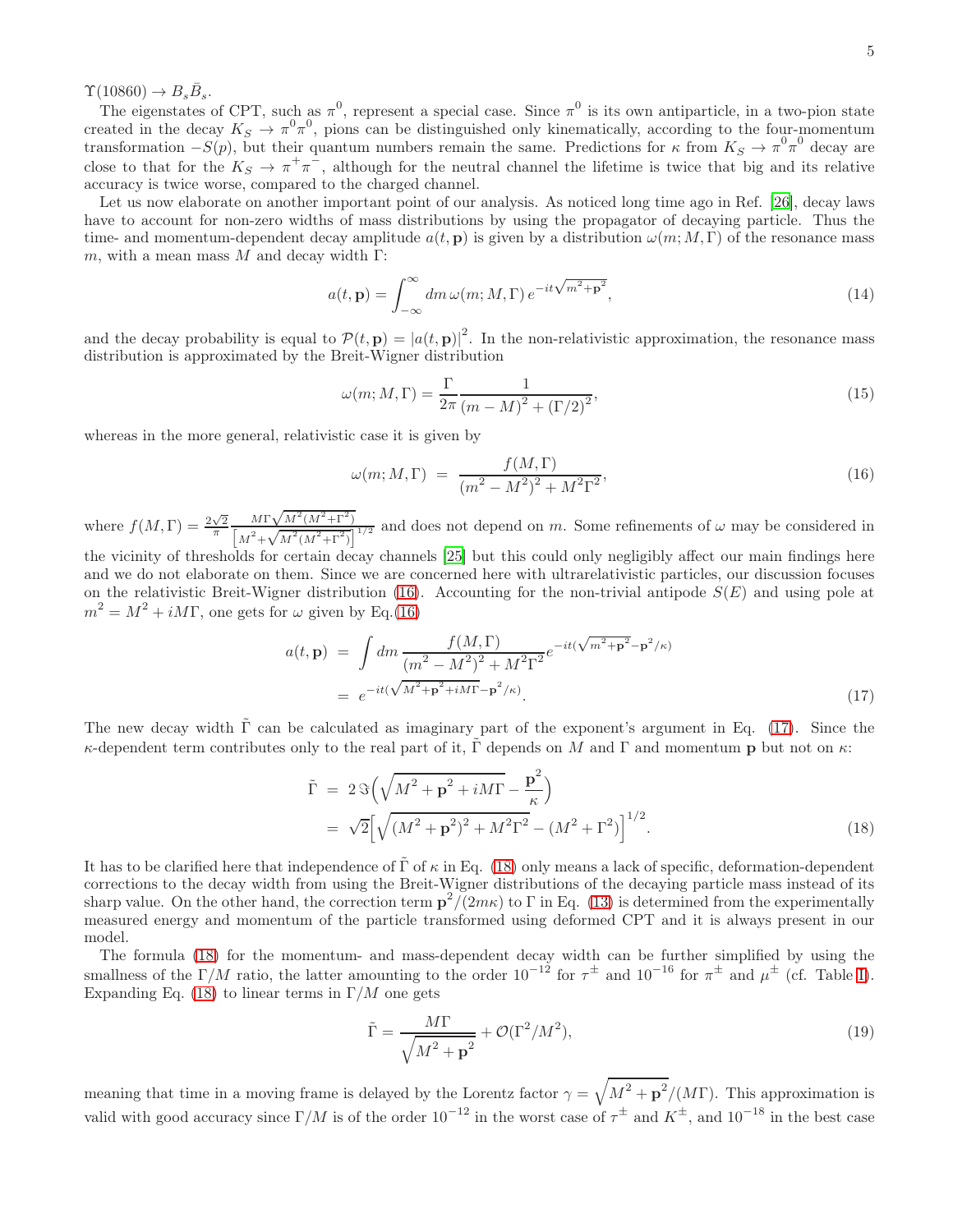$\Upsilon(10860) \to B_s \bar{B}_s$.

The eigenstates of CPT, such as $\pi^0$, represent a special case. Since $\pi^0$ is its own antiparticle, in a two-pion state created in the decay $K_S \to \pi^0\pi^0$, pions can be distinguished only kinematically, according to the four-momentum transformation $-S(p)$, but their quantum numbers remain the same. Predictions for $\kappa$ from $K_S \to \pi^0\pi^0$ decay are close to that for the $K_S \to \pi^+\pi^-$, although for the neutral channel the lifetime is twice that big and its relative accuracy is twice worse, compared to the charged channel.

Let us now elaborate on another important point of our analysis. As noticed long time ago in Ref. [26], decay laws have to account for non-zero widths of mass distributions by using the propagator of decaying particle. Thus the time- and momentum-dependent decay amplitude $a(t, \mathbf{p})$ is given by a distribution $\omega(m; M, \Gamma)$ of the resonance mass $m$, with a mean mass $M$ and decay width $\Gamma$:

$$a(t, \mathbf{p}) = \int_{-\infty}^{\infty} dm\, \omega(m; M, \Gamma)\, e^{-it\sqrt{m^2 + \mathbf{p}^2}}, \tag{14}$$

and the decay probability is equal to $\mathcal{P}(t, \mathbf{p}) = |a(t, \mathbf{p})|^2$. In the non-relativistic approximation, the resonance mass distribution is approximated by the Breit-Wigner distribution

$$\omega(m; M, \Gamma) = \frac{\Gamma}{2\pi} \frac{1}{(m - M)^2 + (\Gamma/2)^2}, \tag{15}$$

whereas in the more general, relativistic case it is given by

$$\omega(m; M, \Gamma) \;=\; \frac{f(M, \Gamma)}{(m^2 - M^2)^2 + M^2\Gamma^2}, \tag{16}$$

where $f(M, \Gamma) = \frac{2\sqrt{2}}{\pi} \frac{M\Gamma\sqrt{M^2(M^2+\Gamma^2)}}{\left[M^2 + \sqrt{M^2(M^2+\Gamma^2)}\right]^{1/2}}$ and does not depend on $m$. Some refinements of $\omega$ may be considered in the vicinity of thresholds for certain decay channels [25] but this could only negligibly affect our main findings here and we do not elaborate on them. Since we are concerned here with ultrarelativistic particles, our discussion focuses on the relativistic Breit-Wigner distribution (16). Accounting for the non-trivial antipode $S(E)$ and using pole at $m^2 = M^2 + iM\Gamma$, one gets for $\omega$ given by Eq.(16)

$$\begin{aligned} a(t, \mathbf{p}) \;&=\; \int dm\, \frac{f(M, \Gamma)}{(m^2 - M^2)^2 + M^2\Gamma^2} e^{-it(\sqrt{m^2 + \mathbf{p}^2} - \mathbf{p}^2/\kappa)} \\ &=\; e^{-it(\sqrt{M^2 + \mathbf{p}^2 + iM\Gamma} - \mathbf{p}^2/\kappa)}. \end{aligned} \tag{17}$$

The new decay width $\tilde{\Gamma}$ can be calculated as imaginary part of the exponent's argument in Eq. (17). Since the $\kappa$-dependent term contributes only to the real part of it, $\tilde{\Gamma}$ depends on $M$ and $\Gamma$ and momentum $\mathbf{p}$ but not on $\kappa$:

$$\begin{aligned} \tilde{\Gamma} \;&=\; 2\,\Im\Big(\sqrt{M^2 + \mathbf{p}^2 + iM\Gamma} - \frac{\mathbf{p}^2}{\kappa}\Big) \\ &=\; \sqrt{2}\Big[\sqrt{(M^2 + \mathbf{p}^2)^2 + M^2\Gamma^2} - (M^2 + \Gamma^2)\Big]^{1/2}. \end{aligned} \tag{18}$$

It has to be clarified here that independence of $\tilde{\Gamma}$ of $\kappa$ in Eq. (18) only means a lack of specific, deformation-dependent corrections to the decay width from using the Breit-Wigner distributions of the decaying particle mass instead of its sharp value. On the other hand, the correction term $\mathbf{p}^2/(2m\kappa)$ to $\Gamma$ in Eq. (13) is determined from the experimentally measured energy and momentum of the particle transformed using deformed CPT and it is always present in our model.

The formula (18) for the momentum- and mass-dependent decay width can be further simplified by using the smallness of the $\Gamma/M$ ratio, the latter amounting to the order $10^{-12}$ for $\tau^\pm$ and $10^{-16}$ for $\pi^\pm$ and $\mu^\pm$ (cf. Table I). Expanding Eq. (18) to linear terms in $\Gamma/M$ one gets

$$\tilde{\Gamma} = \frac{M\Gamma}{\sqrt{M^2 + \mathbf{p}^2}} + \mathcal{O}(\Gamma^2/M^2), \tag{19}$$

meaning that time in a moving frame is delayed by the Lorentz factor $\gamma = \sqrt{M^2 + \mathbf{p}^2}/(M\Gamma)$. This approximation is valid with good accuracy since $\Gamma/M$ is of the order $10^{-12}$ in the worst case of $\tau^\pm$ and $K^\pm$, and $10^{-18}$ in the best case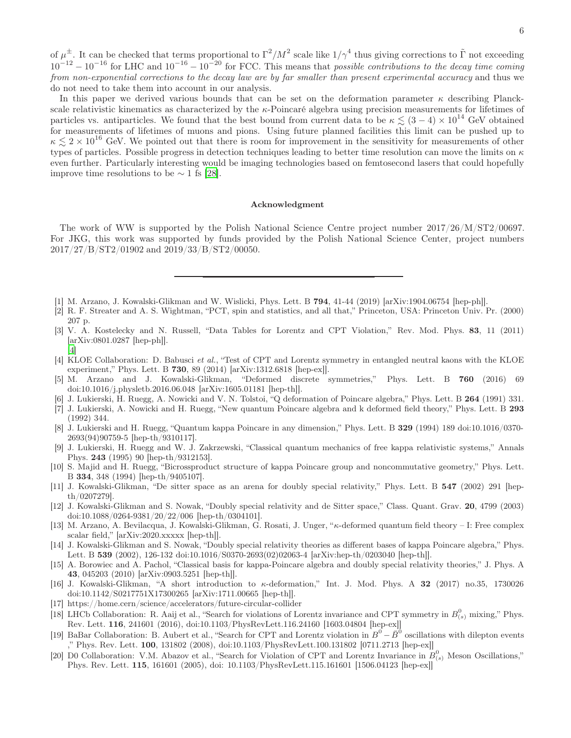of $\mu^{\pm}$. It can be checked that terms proportional to $\Gamma^2/M^2$ scale like $1/\gamma^4$ thus giving corrections to $\tilde{\Gamma}$ not exceeding $10^{-12} - 10^{-16}$ for LHC and $10^{-16} - 10^{-20}$ for FCC. This means that *possible contributions to the decay time coming from non-exponential corrections to the decay law are by far smaller than present experimental accuracy* and thus we do not need to take them into account in our analysis.

In this paper we derived various bounds that can be set on the deformation parameter $\kappa$ describing Planck-scale relativistic kinematics as characterized by the $\kappa$-Poincaré algebra using precision measurements for lifetimes of particles vs. antiparticles. We found that the best bound from current data to be $\kappa \lesssim (3-4) \times 10^{14}$ GeV obtained for measurements of lifetimes of muons and pions. Using future planned facilities this limit can be pushed up to $\kappa \lesssim 2 \times 10^{16}$ GeV. We pointed out that there is room for improvement in the sensitivity for measurements of other types of particles. Possible progress in detection techniques leading to better time resolution can move the limits on $\kappa$ even further. Particularly interesting would be imaging technologies based on femtosecond lasers that could hopefully improve time resolutions to be $\sim 1$ fs [28].

### Acknowledgment

The work of WW is supported by the Polish National Science Centre project number 2017/26/M/ST2/00697. For JKG, this work was supported by funds provided by the Polish National Science Center, project numbers 2017/27/B/ST2/01902 and 2019/33/B/ST2/00050.

---

[1] M. Arzano, J. Kowalski-Glikman and W. Wislicki, Phys. Lett. B **794**, 41-44 (2019) [arXiv:1904.06754 [hep-ph]].

[2] R. F. Streater and A. S. Wightman, "PCT, spin and statistics, and all that," Princeton, USA: Princeton Univ. Pr. (2000) 207 p.

[3] V. A. Kostelecky and N. Russell, "Data Tables for Lorentz and CPT Violation," Rev. Mod. Phys. **83**, 11 (2011) [arXiv:0801.0287 [hep-ph]]. [4]

[4] KLOE Collaboration: D. Babusci *et al.*, "Test of CPT and Lorentz symmetry in entangled neutral kaons with the KLOE experiment," Phys. Lett. B **730**, 89 (2014) [arXiv:1312.6818 [hep-ex]].

[5] M. Arzano and J. Kowalski-Glikman, "Deformed discrete symmetries," Phys. Lett. B **760** (2016) 69 doi:10.1016/j.physletb.2016.06.048 [arXiv:1605.01181 [hep-th]].

[6] J. Lukierski, H. Ruegg, A. Nowicki and V. N. Tolstoi, "Q deformation of Poincare algebra," Phys. Lett. B **264** (1991) 331.

[7] J. Lukierski, A. Nowicki and H. Ruegg, "New quantum Poincare algebra and k deformed field theory," Phys. Lett. B **293** (1992) 344.

[8] J. Lukierski and H. Ruegg, "Quantum kappa Poincare in any dimension," Phys. Lett. B **329** (1994) 189 doi:10.1016/0370-2693(94)90759-5 [hep-th/9310117].

[9] J. Lukierski, H. Ruegg and W. J. Zakrzewski, "Classical quantum mechanics of free kappa relativistic systems," Annals Phys. **243** (1995) 90 [hep-th/9312153].

[10] S. Majid and H. Ruegg, "Bicrossproduct structure of kappa Poincare group and noncommutative geometry," Phys. Lett. B **334**, 348 (1994) [hep-th/9405107].

[11] J. Kowalski-Glikman, "De sitter space as an arena for doubly special relativity," Phys. Lett. B **547** (2002) 291 [hep-th/0207279].

[12] J. Kowalski-Glikman and S. Nowak, "Doubly special relativity and de Sitter space," Class. Quant. Grav. **20**, 4799 (2003) doi:10.1088/0264-9381/20/22/006 [hep-th/0304101].

[13] M. Arzano, A. Bevilacqua, J. Kowalski-Glikman, G. Rosati, J. Unger, "$\kappa$-deformed quantum field theory – I: Free complex scalar field," [arXiv:2020.xxxxx [hep-th]].

[14] J. Kowalski-Glikman and S. Nowak, "Doubly special relativity theories as different bases of kappa Poincare algebra," Phys. Lett. B **539** (2002), 126-132 doi:10.1016/S0370-2693(02)02063-4 [arXiv:hep-th/0203040 [hep-th]].

[15] A. Borowiec and A. Pachol, "Classical basis for kappa-Poincare algebra and doubly special relativity theories," J. Phys. A **43**, 045203 (2010) [arXiv:0903.5251 [hep-th]].

[16] J. Kowalski-Glikman, "A short introduction to $\kappa$-deformation," Int. J. Mod. Phys. A **32** (2017) no.35, 1730026 doi:10.1142/S0217751X17300265 [arXiv:1711.00665 [hep-th]].

[17] https://home.cern/science/accelerators/future-circular-collider

[18] LHCb Collaboration: R. Aaij et al., "Search for violations of Lorentz invariance and CPT symmetry in $B^0_{(s)}$ mixing," Phys. Rev. Lett. **116**, 241601 (2016), doi:10.1103/PhysRevLett.116.24160 [1603.04804 [hep-ex]]

[19] BaBar Collaboration: B. Aubert et al., "Search for CPT and Lorentz violation in $B^0 - \bar{B}^0$ oscillations with dilepton events ," Phys. Rev. Lett. **100**, 131802 (2008), doi:10.1103/PhysRevLett.100.131802 [0711.2713 [hep-ex]]

[20] D0 Collaboration: V.M. Abazov et al., "Search for Violation of CPT and Lorentz Invariance in $B^0_{(s)}$ Meson Oscillations," Phys. Rev. Lett. **115**, 161601 (2005), doi: 10.1103/PhysRevLett.115.161601 [1506.04123 [hep-ex]]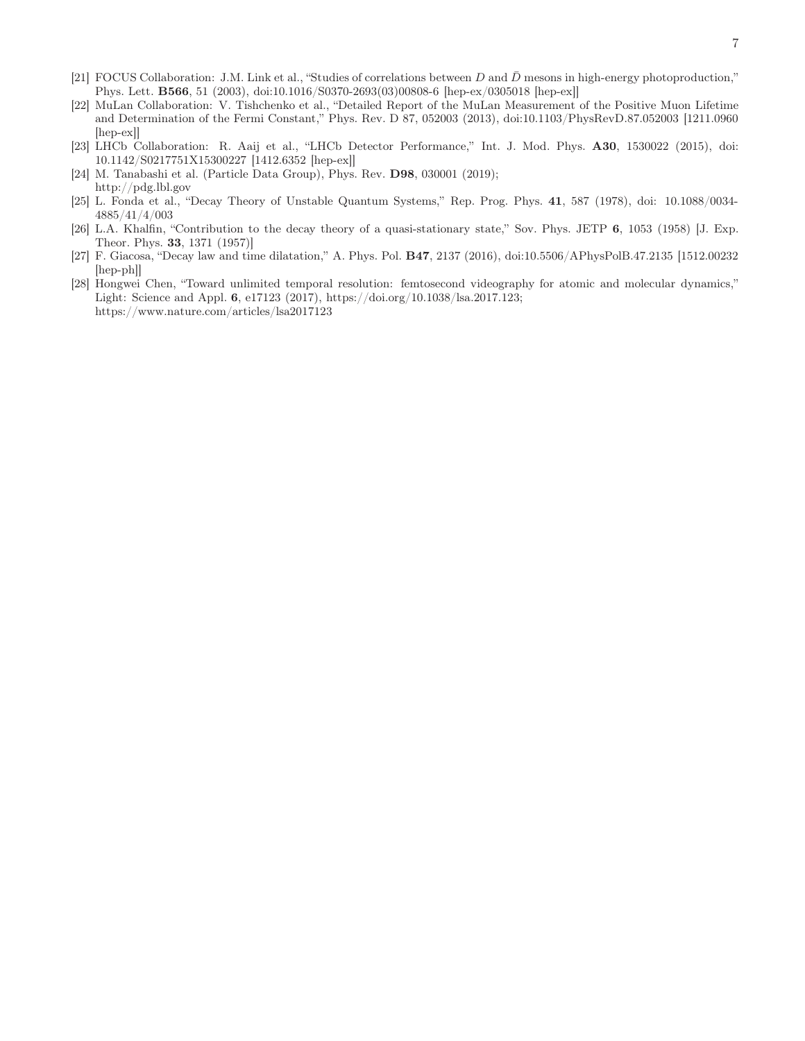[21] FOCUS Collaboration: J.M. Link et al., "Studies of correlations between $D$ and $\bar{D}$ mesons in high-energy photoproduction," Phys. Lett. **B566**, 51 (2003), doi:10.1016/S0370-2693(03)00808-6 [hep-ex/0305018 [hep-ex]]

[22] MuLan Collaboration: V. Tishchenko et al., "Detailed Report of the MuLan Measurement of the Positive Muon Lifetime and Determination of the Fermi Constant," Phys. Rev. D 87, 052003 (2013), doi:10.1103/PhysRevD.87.052003 [1211.0960 [hep-ex]]

[23] LHCb Collaboration: R. Aaij et al., "LHCb Detector Performance," Int. J. Mod. Phys. **A30**, 1530022 (2015), doi: 10.1142/S0217751X15300227 [1412.6352 [hep-ex]]

[24] M. Tanabashi et al. (Particle Data Group), Phys. Rev. **D98**, 030001 (2019); http://pdg.lbl.gov

[25] L. Fonda et al., "Decay Theory of Unstable Quantum Systems," Rep. Prog. Phys. **41**, 587 (1978), doi: 10.1088/0034-4885/41/4/003

[26] L.A. Khalfin, "Contribution to the decay theory of a quasi-stationary state," Sov. Phys. JETP **6**, 1053 (1958) [J. Exp. Theor. Phys. **33**, 1371 (1957)]

[27] F. Giacosa, "Decay law and time dilatation," A. Phys. Pol. **B47**, 2137 (2016), doi:10.5506/APhysPolB.47.2135 [1512.00232 [hep-ph]]

[28] Hongwei Chen, "Toward unlimited temporal resolution: femtosecond videography for atomic and molecular dynamics," Light: Science and Appl. **6**, e17123 (2017), https://doi.org/10.1038/lsa.2017.123; https://www.nature.com/articles/lsa2017123